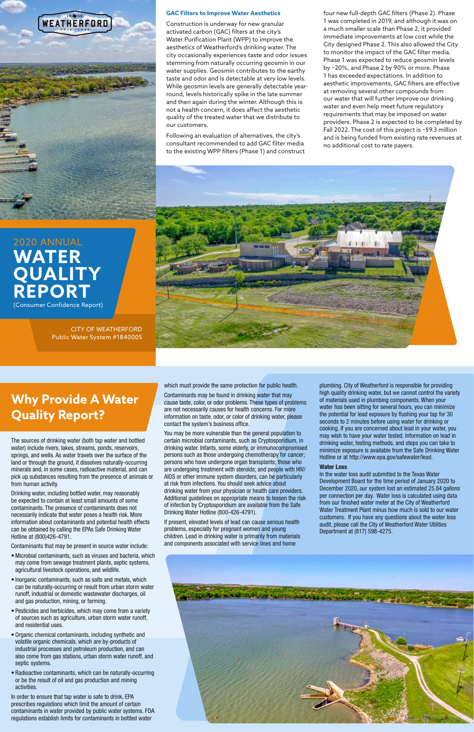WEATHERFORD

TRUE TEXAS

# 2020 ANNUAL WATER QUALITY REPORT

(Consumer Confidence Report)

CITY OF WEATHERFORD
Public Water System #1840005

## GAC Filters to Improve Water Aesthetics

Construction is underway for new granular activated carbon (GAC) filters at the city's Water Purification Plant (WPP) to improve the aesthetics of Weatherford's drinking water. The city occasionally experiences taste and odor issues stemming from naturally occurring geosmin in our water supplies. Geosmin contributes to the earthy taste and odor and is detectable at very low levels. While geosmin levels are generally detectable year-round, levels historically spike in the late summer and then again during the winter. Although this is not a health concern, it does affect the aesthetic quality of the treated water that we distribute to our customers.

Following an evaluation of alternatives, the city's consultant recommended to add GAC filter media to the existing WPP filters (Phase 1) and construct four new full-depth GAC filters (Phase 2). Phase 1 was completed in 2019, and although it was on a much smaller scale than Phase 2, it provided immediate improvements at low cost while the City designed Phase 2. This also allowed the City to monitor the impact of the GAC filter media. Phase 1 was expected to reduce geosmin levels by ~20%, and Phase 2 by 90% or more. Phase 1 has exceeded expectations. In addition to aesthetic improvements, GAC filters are effective at removing several other compounds from our water that will further improve our drinking water and even help meet future regulatory requirements that may be imposed on water providers. Phase 2 is expected to be completed by Fall 2022. The cost of this project is ~$9.3 million and is being funded from existing rate revenues at no additional cost to rate payers.

## Why Provide A Water Quality Report?

The sources of drinking water (both tap water and bottled water) include rivers, lakes, streams, ponds, reservoirs, springs, and wells. As water travels over the surface of the land or through the ground, it dissolves naturally-occurring minerals and, in some cases, radioactive material, and can pick up substances resulting from the presence of animals or from human activity.

Drinking water, including bottled water, may reasonably be expected to contain at least small amounts of some contaminants. The presence of contaminants does not necessarily indicate that water poses a health risk. More information about contaminants and potential health effects can be obtained by calling the EPAs Safe Drinking Water Hotline at (800)426-4791.

Contaminants that may be present in source water include:

- Microbial contaminants, such as viruses and bacteria, which may come from sewage treatment plants, septic systems, agricultural livestock operations, and wildlife.
- Inorganic contaminants, such as salts and metals, which can be naturally-occurring or result from urban storm water runoff, industrial or domestic wastewater discharges, oil and gas production, mining, or farming.
- Pesticides and herbicides, which may come from a variety of sources such as agriculture, urban storm water runoff, and residential uses.
- Organic chemical contaminants, including synthetic and volatile organic chemicals, which are by-products of industrial processes and petroleum production, and can also come from gas stations, urban storm water runoff, and septic systems.
- Radioactive contaminants, which can be naturally-occurring or be the result of oil and gas production and mining activities.

In order to ensure that tap water is safe to drink, EPA prescribes regulations which limit the amount of certain contaminants in water provided by public water systems. FDA regulations establish limits for contaminants in bottled water which must provide the same protection for public health.

Contaminants may be found in drinking water that may cause taste, color, or odor problems. These types of problems are not necessarily causes for health concerns. For more information on taste, odor, or color of drinking water, please contact the system's business office.

You may be more vulnerable than the general population to certain microbial contaminants, such as Cryptosporidium, in drinking water. Infants, some elderly, or immunocompromised persons such as those undergoing chemotherapy for cancer; persons who have undergone organ transplants; those who are undergoing treatment with steroids; and people with HIV/AIDS or other immune system disorders, can be particularly at risk from infections. You should seek advice about drinking water from your physician or health care providers. Additional guidelines on appropriate means to lessen the risk of infection by Cryptosporidium are available from the Safe Drinking Water Hotline (800-426-4791).

If present, elevated levels of lead can cause serious health problems, especially for pregnant women and young children. Lead in drinking water is primarily from materials and components associated with service lines and home plumbing. City of Weatherford is responsible for providing high quality drinking water, but we cannot control the variety of materials used in plumbing components. When your water has been sitting for several hours, you can minimize the potential for lead exposure by flushing your tap for 30 seconds to 2 minutes before using water for drinking or cooking. If you are concerned about lead in your water, you may wish to have your water tested. Information on lead in drinking water, testing methods, and steps you can take to minimize exposure is available from the Safe Drinking Water Hotline or at http://www.epa.gov/safewater/lead.

**Water Loss**

In the water loss audit submitted to the Texas Water Development Board for the time period of January 2020 to December 2020, our system lost an estimated 25.84 gallons per connection per day. Water loss is calculated using data from our finished water meter at the City of Weatherford Water Treatment Plant minus how much is sold to our water customers. If you have any questions about the water loss audit, please call the City of Weatherford Water Utilities Department at (817) 598-4275.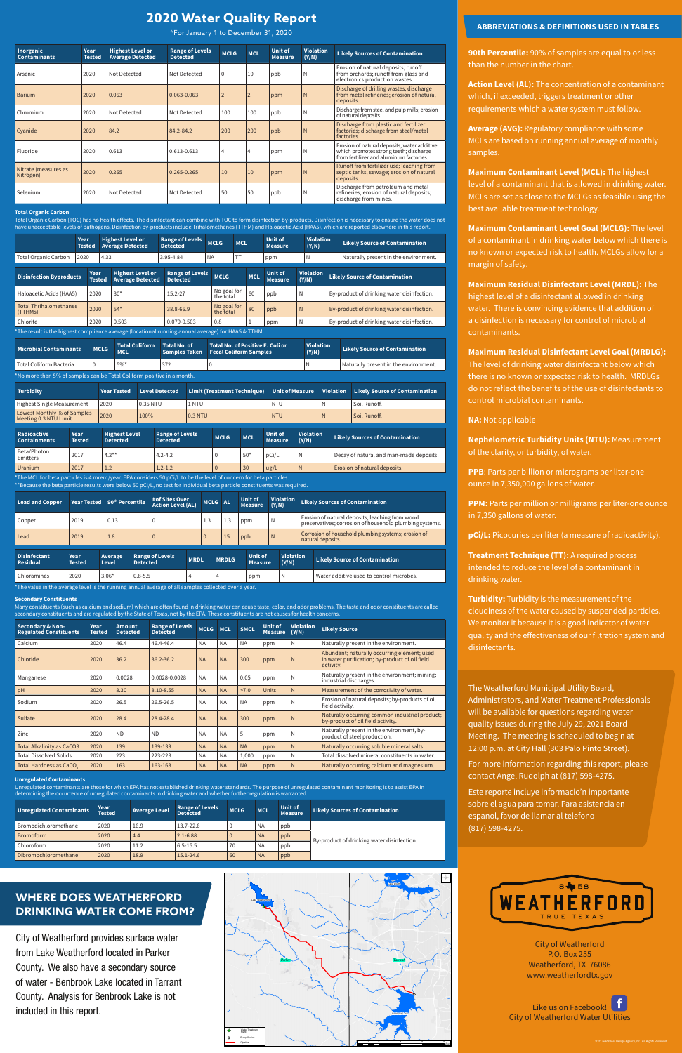# 2020 Water Quality Report

*For January 1 to December 31, 2020

| Inorganic Contaminants | Year Tested | Highest Level or Average Detected | Range of Levels Detected | MCLG | MCL | Unit of Measure | Violation (Y/N) | Likely Sources of Contamination |
|---|---|---|---|---|---|---|---|---|
| Arsenic | 2020 | Not Detected | Not Detected | 0 | 10 | ppb | N | Erosion of natural deposits; runoff from orchards; runoff from glass and electronics production wastes. |
| Barium | 2020 | 0.063 | 0.063-0.063 | 2 | 2 | ppm | N | Discharge of drilling wastes; discharge from metal refineries; erosion of natural deposits. |
| Chromium | 2020 | Not Detected | Not Detected | 100 | 100 | ppb | N | Discharge from steel and pulp mills; erosion of natural deposits. |
| Cyanide | 2020 | 84.2 | 84.2-84.2 | 200 | 200 | ppb | N | Discharge from plastic and fertilizer factories; discharge from steel/metal factories. |
| Fluoride | 2020 | 0.613 | 0.613-0.613 | 4 | 4 | ppm | N | Erosion of natural deposits; water additive which promotes strong teeth; discharge from fertilizer and aluminum factories. |
| Nitrate (measures as Nitrogen) | 2020 | 0.265 | 0.265-0.265 | 10 | 10 | ppm | N | Runoff from fertilizer use; leaching from septic tanks, sewage; erosion of natural deposits. |
| Selenium | 2020 | Not Detected | Not Detected | 50 | 50 | ppb | N | Discharge from petroleum and metal refineries; erosion of natural deposits; discharge from mines. |

**Total Organic Carbon**

Total Organic Carbon (TOC) has no health effects. The disinfectant can combine with TOC to form disinfection by-products. Disinfection is necessary to ensure the water does not have unacceptable levels of pathogens. Disinfection by-products include Trihalomethanes (TTHM) and Haloacetic Acid (HAA5), which are reported elsewhere in this report.

| | Year Tested | Highest Level or Average Detected | Range of Levels Detected | MCLG | MCL | Unit of Measure | Violation (Y/N) | Likely Source of Contamination |
|---|---|---|---|---|---|---|---|---|
| Total Organic Carbon | 2020 | 4.33 | 3.95-4.84 | NA | TT | ppm | N | Naturally present in the environment. |

| Disinfection Byproducts | Year Tested | Highest Level or Average Detected | Range of Levels Detected | MCLG | MCL | Unit of Measure | Violation (Y/N) | Likely Source of Contamination |
|---|---|---|---|---|---|---|---|---|
| Haloacetic Acids (HAA5) | 2020 | 30* | 15.2-27 | No goal for the total | 60 | ppb | N | By-product of drinking water disinfection. |
| Total Trihalomethanes (TTHMs) | 2020 | 54* | 38.8-66.9 | No goal for the total | 80 | ppb | N | By-product of drinking water disinfection. |
| Chlorite | 2020 | 0.503 | 0.079-0.503 | 0.8 | 1 | ppm | N | By-product of drinking water disinfection. |

*The result is the highest compliance average (locational running annual average) for HAA5 & TTHM

| Microbial Contaminants | MCLG | Total Coliform MCL | Total No. of Samples Taken | Total No. of Positive E. Coli or Fecal Coliform Samples | Violation (Y/N) | Likely Source of Contamination |
|---|---|---|---|---|---|---|
| Total Coliform Bacteria | 0 | 5%* | 372 | 0 | N | Naturally present in the environment. |

*No more than 5% of samples can be Total Coliform positive in a month.

| Turbidity | Year Tested | Level Detected | Limit (Treatment Technique) | Unit of Measure | Violation | Likely Source of Contamination |
|---|---|---|---|---|---|---|
| Highest Single Measurement | 2020 | 0.35 NTU | 1 NTU | NTU | N | Soil Runoff. |
| Lowest Monthly % of Samples Meeting 0.3 NTU Limit | 2020 | 100% | 0.3 NTU | NTU | N | Soil Runoff. |

| Radioactive Contaminants | Year Tested | Highest Level Detected | Range of Levels Detected | MCLG | MCL | Unit of Measure | Violation (Y/N) | Likely Sources of Contamination |
|---|---|---|---|---|---|---|---|---|
| Beta/Photon Emitters | 2017 | 4.2** | 4.2-4.2 | 0 | 50* | pCi/L | N | Decay of natural and man-made deposits. |
| Uranium | 2017 | 1.2 | 1.2-1.2 | 0 | 30 | ug/L | N | Erosion of natural deposits. |

*The MCL for beta particles is 4 mrem/year. EPA considers 50 pCi/L to be the level of concern for beta particles.
**Because the beta particle results were below 50 pCi/L, no test for individual beta particle constituents was required.

| Lead and Copper | Year Tested | 90th Percentile | #of Sites Over Action Level (AL) | MCLG | AL | Unit of Measure | Violation (Y/N) | Likely Source of Contamination |
|---|---|---|---|---|---|---|---|---|
| Copper | 2019 | 0.13 | 0 | 1.3 | 1.3 | ppm | N | Erosion of natural deposits; leaching from wood preservatives; corrosion of household plumbing systems. |
| Lead | 2019 | 1.8 | 0 | 0 | 15 | ppb | N | Corrosion of household plumbing systems; erosion of natural deposits. |

| Disinfectant Residual | Year Tested | Average Level | Range of Levels Detected | MRDL | MRDLG | Unit of Measure | Violation (Y/N) | Likely Source of Contamination |
|---|---|---|---|---|---|---|---|---|
| Chloramines | 2020 | 3.06* | 0.8-5.5 | 4 | 4 | ppm | N | Water additive used to control microbes. |

*The value in the average level is the running annual average of all samples collected over a year.

**Secondary Constituents**

Many constituents (such as calcium and sodium) which are often found in drinking water can cause taste, color, and odor problems. The taste and odor constituents are called secondary constituents and are regulated by the State of Texas, not by the EPA. These constituents are not causes for health concerns.

| Secondary & Non-Regulated Constituents | Year Tested | Amount Detected | Range of Levels Detected | MCLG | MCL | SMCL | Unit of Measure | Violation (Y/N) | Likely Source |
|---|---|---|---|---|---|---|---|---|---|
| Calcium | 2020 | 46.4 | 46.4-46.4 | NA | NA | NA | ppm | N | Naturally present in the environment. |
| Chloride | 2020 | 36.2 | 36.2-36.2 | NA | NA | 300 | ppm | N | Abundant; naturally occurring element; used in water purification; by-product of oil field activity. |
| Manganese | 2020 | 0.0028 | 0.0028-0.0028 | NA | NA | 0.05 | ppm | N | Naturally present in the environment; mining; industrial discharges. |
| pH | 2020 | 8.30 | 8.10-8.55 | NA | NA | >7.0 | Units | N | Measurement of the corrosivity of water. |
| Sodium | 2020 | 26.5 | 26.5-26.5 | NA | NA | NA | ppm | N | Erosion of natural deposits; by-products of oil field activity. |
| Sulfate | 2020 | 28.4 | 28.4-28.4 | NA | NA | 300 | ppm | N | Naturally occurring common industrial product; by-product of oil field activity. |
| Zinc | 2020 | ND | ND | NA | NA | 5 | ppm | N | Naturally present in the environment, by-product of steel production. |
| Total Alkalinity as $CaCO_3$ | 2020 | 139 | 139-139 | NA | NA | NA | ppm | N | Naturally occurring soluble mineral salts. |
| Total Dissolved Solids | 2020 | 223 | 223-223 | NA | NA | 1,000 | ppm | N | Total dissolved mineral constituents in water. |
| Total Hardness as $CaCO_3$ | 2020 | 163 | 163-163 | NA | NA | NA | ppm | N | Naturally occurring calcium and magnesium. |

**Unregulated Contaminants**

Unregulated contaminants are those for which EPA has not established drinking water standards. The purpose of unregulated contaminant monitoring is to assist EPA in determining the occurrence of unregulated contaminants in drinking water and whether future regulation is warranted.

| Unregulated Contaminants | Year Tested | Average Level | Range of Levels Detected | MCLG | MCL | Unit of Measure | Likely Sources of Contamination |
|---|---|---|---|---|---|---|---|
| Bromodichloromethane | 2020 | 16.9 | 13.7-22.6 | 0 | NA | ppb | By-product of drinking water disinfection. |
| Bromoform | 2020 | 4.4 | 2.1-6.88 | 0 | NA | ppb | |
| Chloroform | 2020 | 11.2 | 6.5-15.5 | 70 | NA | ppb | |
| Dibromochloromethane | 2020 | 18.9 | 15.1-24.6 | 60 | NA | ppb | |

## WHERE DOES WEATHERFORD DRINKING WATER COME FROM?

City of Weatherford provides surface water from Lake Weatherford located in Parker County. We also have a secondary source of water - Benbrook Lake located in Tarrant County. Analysis for Benbrook Lake is not included in this report.

Parker

Tarrant

## ABBREVIATIONS & DEFINITIONS USED IN TABLES

**90th Percentile:** 90% of samples are equal to or less than the number in the chart.

**Action Level (AL):** The concentration of a contaminant which, if exceeded, triggers treatment or other requirements which a water system must follow.

**Average (AVG):** Regulatory compliance with some MCLs are based on running annual average of monthly samples.

**Maximum Contaminant Level (MCL):** The highest level of a contaminant that is allowed in drinking water. MCLs are set as close to the MCLGs as feasible using the best available treatment technology.

**Maximum Contaminant Level Goal (MCLG):** The level of a contaminant in drinking water below which there is no known or expected risk to health. MCLGs allow for a margin of safety.

**Maximum Residual Disinfectant Level (MRDL):** The highest level of a disinfectant allowed in drinking water. There is convincing evidence that addition of a disinfection is necessary for control of microbial contaminants.

**Maximum Residual Disinfectant Level Goal (MRDLG):** The level of drinking water disinfectant below which there is no known or expected risk to health. MRDLGs do not reflect the benefits of the use of disinfectants to control microbial contaminants.

**NA:** Not applicable

**Nephelometric Turbidity Units (NTU):** Measurement of the clarity, or turbidity, of water.

**PPB**: Parts per billion or micrograms per liter-one ounce in 7,350,000 gallons of water.

**PPM:** Parts per million or milligrams per liter-one ounce in 7,350 gallons of water.

**pCi/L:** Picocuries per liter (a measure of radioactivity).

**Treatment Technique (TT):** A required process intended to reduce the level of a contaminant in drinking water.

**Turbidity:** Turbidity is the measurement of the cloudiness of the water caused by suspended particles. We monitor it because it is a good indicator of water quality and the effectiveness of our filtration system and disinfectants.

The Weatherford Municipal Utility Board, Administrators, and Water Treatment Professionals will be available for questions regarding water quality issues during the July 29, 2021 Board Meeting. The meeting is scheduled to begin at 12:00 p.m. at City Hall (303 Palo Pinto Street).

For more information regarding this report, please contact Angel Rudolph at (817) 598-4275.

Este reporte incluye informacio'n importante sobre el agua para tomar. Para asistencia en espanol, favor de llamar al telefono (817) 598-4275.

1858 WEATHERFORD TRUE TEXAS

City of Weatherford
P.O. Box 255
Weatherford, TX 76086
www.weatherfordtx.gov

Like us on Facebook!
City of Weatherford Water Utilities